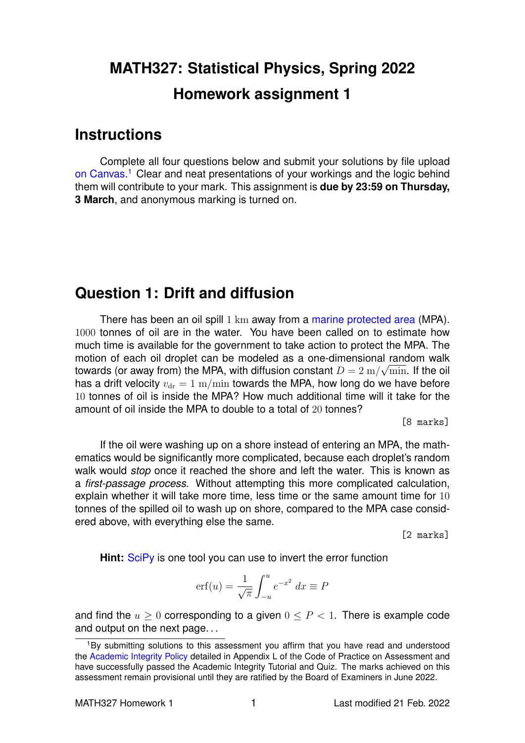# MATH327: Statistical Physics, Spring 2022

# Homework assignment 1

## Instructions

Complete all four questions below and submit your solutions by file upload on Canvas.[1] Clear and neat presentations of your workings and the logic behind them will contribute to your mark. This assignment is **due by 23:59 on Thursday, 3 March**, and anonymous marking is turned on.

## Question 1: Drift and diffusion

There has been an oil spill $1$ km away from a marine protected area (MPA). $1000$ tonnes of oil are in the water. You have been called on to estimate how much time is available for the government to take action to protect the MPA. The motion of each oil droplet can be modeled as a one-dimensional random walk towards (or away from) the MPA, with diffusion constant $D = 2\ \mathrm{m}/\sqrt{\mathrm{min}}$. If the oil has a drift velocity $v_{\mathrm{dr}} = 1\ \mathrm{m}/\mathrm{min}$ towards the MPA, how long do we have before $10$ tonnes of oil is inside the MPA? How much additional time will it take for the amount of oil inside the MPA to double to a total of $20$ tonnes?

[8 marks]

If the oil were washing up on a shore instead of entering an MPA, the mathematics would be significantly more complicated, because each droplet's random walk would *stop* once it reached the shore and left the water. This is known as a *first-passage process*. Without attempting this more complicated calculation, explain whether it will take more time, less time or the same amount time for $10$ tonnes of the spilled oil to wash up on shore, compared to the MPA case considered above, with everything else the same.

[2 marks]

**Hint:** SciPy is one tool you can use to invert the error function

$$\mathrm{erf}(u) = \frac{1}{\sqrt{\pi}} \int_{-u}^{u} e^{-x^2}\, dx \equiv P$$

and find the $u \geq 0$ corresponding to a given $0 \leq P < 1$. There is example code and output on the next page. . .

[1] By submitting solutions to this assessment you affirm that you have read and understood the Academic Integrity Policy detailed in Appendix L of the Code of Practice on Assessment and have successfully passed the Academic Integrity Tutorial and Quiz. The marks achieved on this assessment remain provisional until they are ratified by the Board of Examiners in June 2022.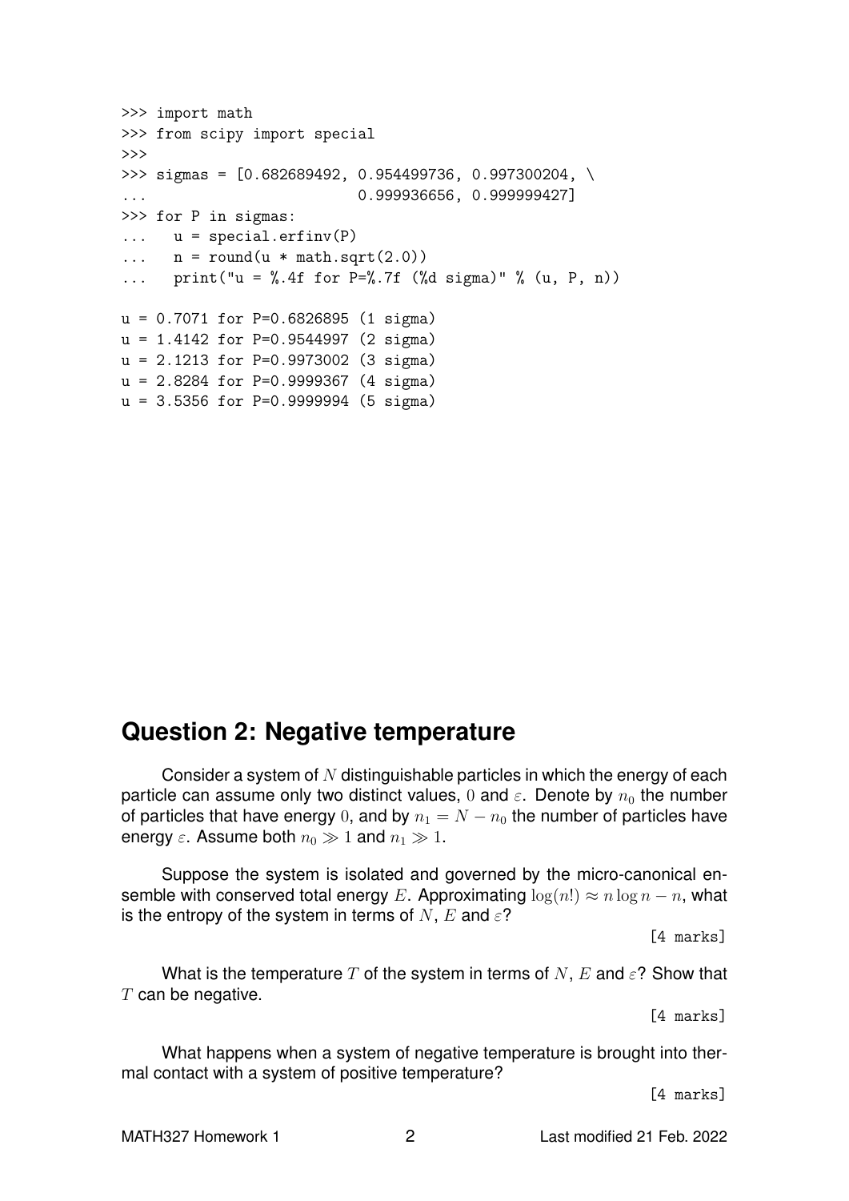```
>>> import math
>>> from scipy import special
>>>
>>> sigmas = [0.682689492, 0.954499736, 0.997300204, \
...                       0.999936656, 0.999999427]
>>> for P in sigmas:
...    u = special.erfinv(P)
...    n = round(u * math.sqrt(2.0))
...    print("u = %.4f for P=%.7f (%d sigma)" % (u, P, n))

u = 0.7071 for P=0.6826895 (1 sigma)
u = 1.4142 for P=0.9544997 (2 sigma)
u = 2.1213 for P=0.9973002 (3 sigma)
u = 2.8284 for P=0.9999367 (4 sigma)
u = 3.5356 for P=0.9999994 (5 sigma)
```

## Question 2: Negative temperature

Consider a system of $N$ distinguishable particles in which the energy of each particle can assume only two distinct values, $0$ and $\varepsilon$. Denote by $n_0$ the number of particles that have energy $0$, and by $n_1 = N - n_0$ the number of particles have energy $\varepsilon$. Assume both $n_0 \gg 1$ and $n_1 \gg 1$.

Suppose the system is isolated and governed by the micro-canonical ensemble with conserved total energy $E$. Approximating $\log(n!) \approx n \log n - n$, what is the entropy of the system in terms of $N$, $E$ and $\varepsilon$?

[4 marks]

What is the temperature $T$ of the system in terms of $N$, $E$ and $\varepsilon$? Show that $T$ can be negative.

[4 marks]

What happens when a system of negative temperature is brought into thermal contact with a system of positive temperature?

[4 marks]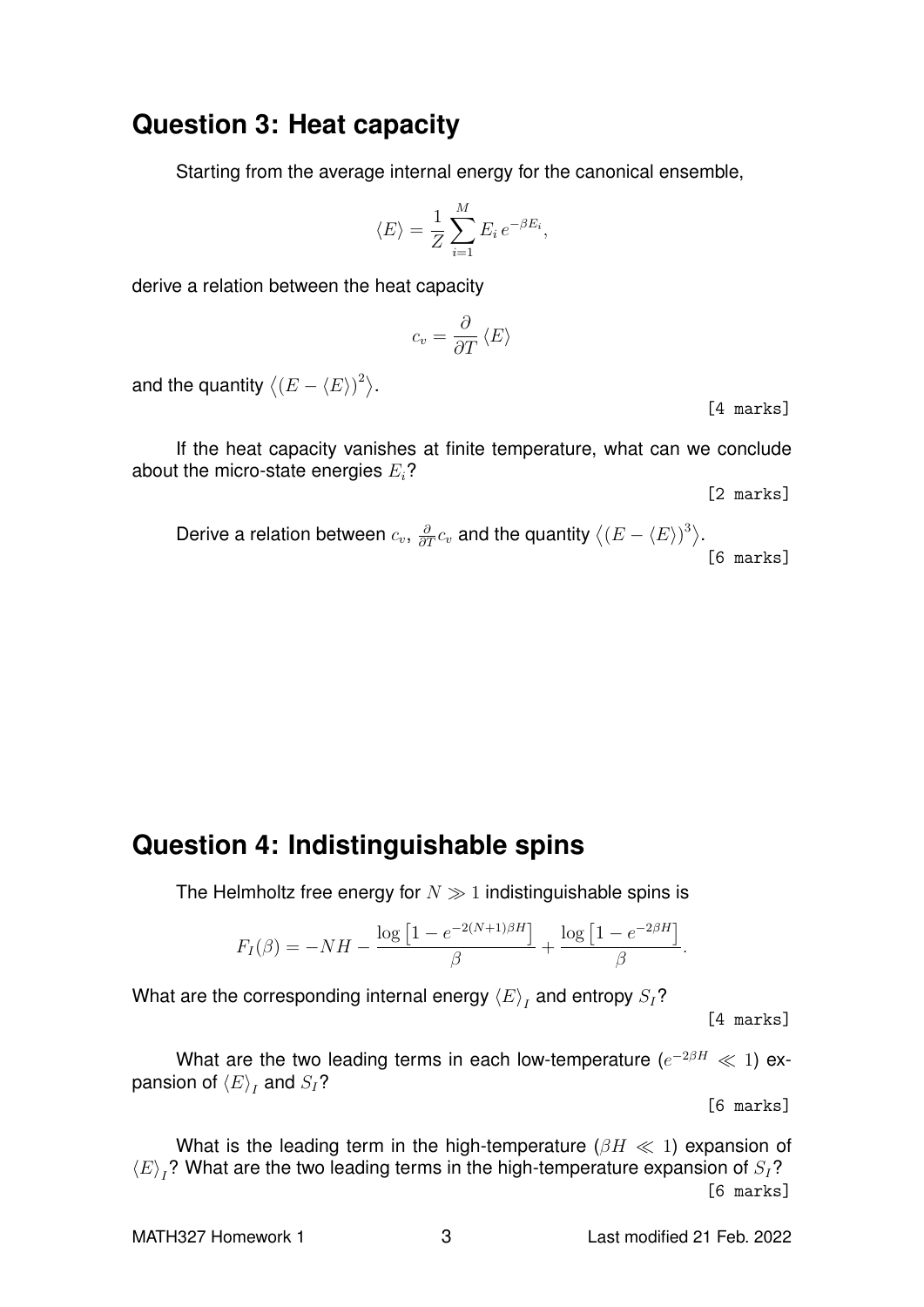## Question 3: Heat capacity

Starting from the average internal energy for the canonical ensemble,

$$\langle E \rangle = \frac{1}{Z} \sum_{i=1}^{M} E_i \, e^{-\beta E_i},$$

derive a relation between the heat capacity

$$c_v = \frac{\partial}{\partial T} \langle E \rangle$$

and the quantity $\left\langle (E - \langle E \rangle)^2 \right\rangle$.

[4 marks]

If the heat capacity vanishes at finite temperature, what can we conclude about the micro-state energies $E_i$?

[2 marks]

Derive a relation between $c_v$, $\frac{\partial}{\partial T} c_v$ and the quantity $\left\langle (E - \langle E \rangle)^3 \right\rangle$.

[6 marks]

## Question 4: Indistinguishable spins

The Helmholtz free energy for $N \gg 1$ indistinguishable spins is

$$F_I(\beta) = -NH - \frac{\log\left[1 - e^{-2(N+1)\beta H}\right]}{\beta} + \frac{\log\left[1 - e^{-2\beta H}\right]}{\beta}.$$

What are the corresponding internal energy $\langle E \rangle_I$ and entropy $S_I$?

[4 marks]

What are the two leading terms in each low-temperature ($e^{-2\beta H} \ll 1$) expansion of $\langle E \rangle_I$ and $S_I$?

[6 marks]

What is the leading term in the high-temperature ($\beta H \ll 1$) expansion of $\langle E \rangle_I$? What are the two leading terms in the high-temperature expansion of $S_I$?

[6 marks]